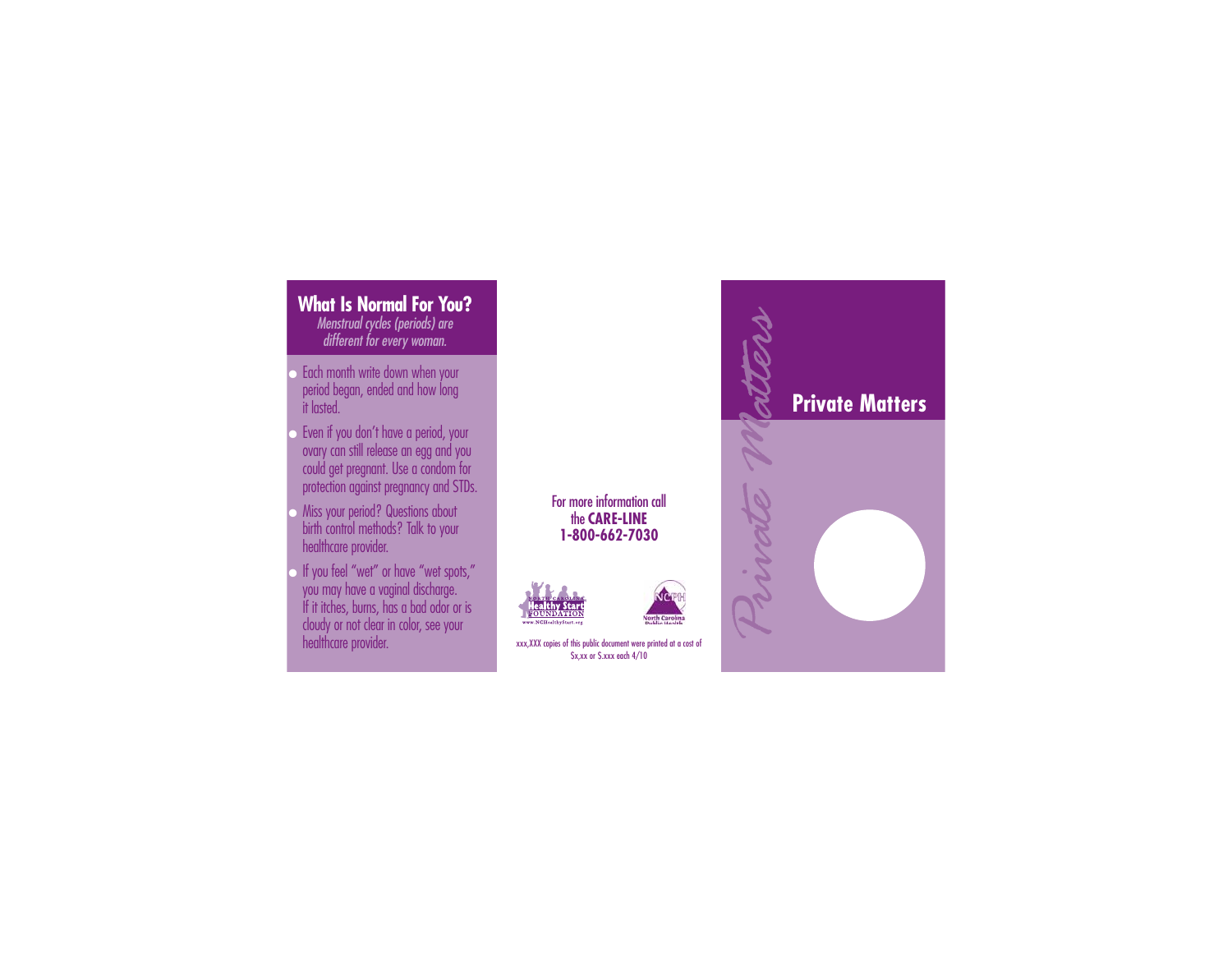## What Is Normal For You?

*Menstrual cycles (periods) are different for every woman.*

- Each month write down when your period began, ended and how long it lasted.
- Even if you don't have a period, your ovary can still release an egg and you could get pregnant. Use a condom for protection against pregnancy and STDs.
- Miss your period? Questions about birth control methods? Talk to your healthcare provider.
- If you feel "wet" or have "wet spots," you may have a vaginal discharge. If it itches, burns, has a bad odor or is cloudy or not clear in color, see your healthcare provider.

For more information call the **CARE-LINE**
**1-800-662-7030**

North Carolina Healthy Start Foundation
www.NCHealthyStart.org

NCPH
North Carolina Public Health

xxx,XXX copies of this public document were printed at a cost of $x,xx or $.xxx each 4/10

*Private Matters*

# Private Matters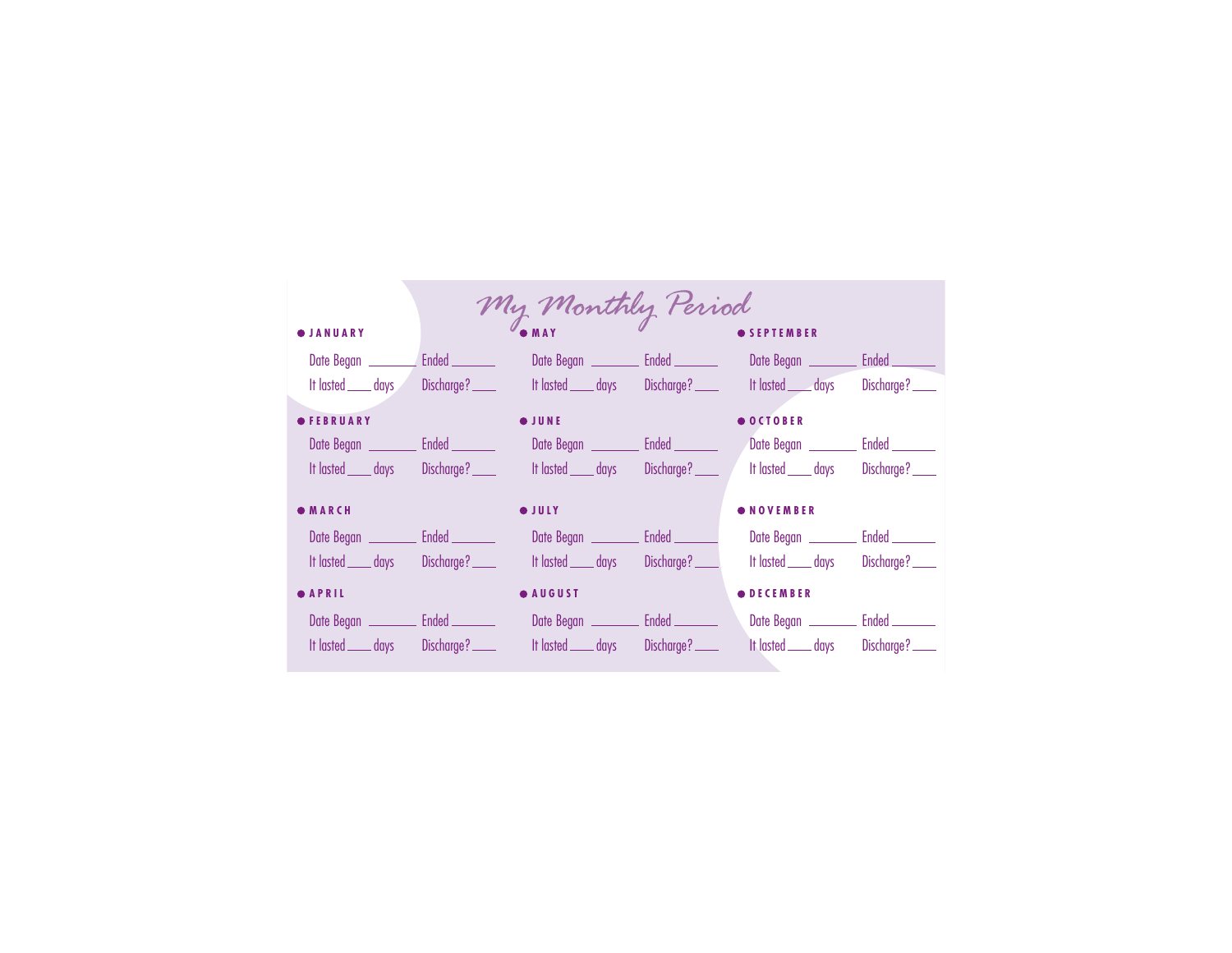# My Monthly Period

**JANUARY**

Date Began _______ Ended _______

It lasted ____ days Discharge? ____

**FEBRUARY**

Date Began _______ Ended _______

It lasted ____ days Discharge? ____

**MARCH**

Date Began _______ Ended _______

It lasted ____ days Discharge? ____

**APRIL**

Date Began _______ Ended _______

It lasted ____ days Discharge? ____

**MAY**

Date Began _______ Ended _______

It lasted ____ days Discharge? ____

**JUNE**

Date Began _______ Ended _______

It lasted ____ days Discharge? ____

**JULY**

Date Began _______ Ended _______

It lasted ____ days Discharge? ____

**AUGUST**

Date Began _______ Ended _______

It lasted ____ days Discharge? ____

**SEPTEMBER**

Date Began _______ Ended _______

It lasted ____ days Discharge? ____

**OCTOBER**

Date Began _______ Ended _______

It lasted ____ days Discharge? ____

**NOVEMBER**

Date Began _______ Ended _______

It lasted ____ days Discharge? ____

**DECEMBER**

Date Began _______ Ended _______

It lasted ____ days Discharge? ____